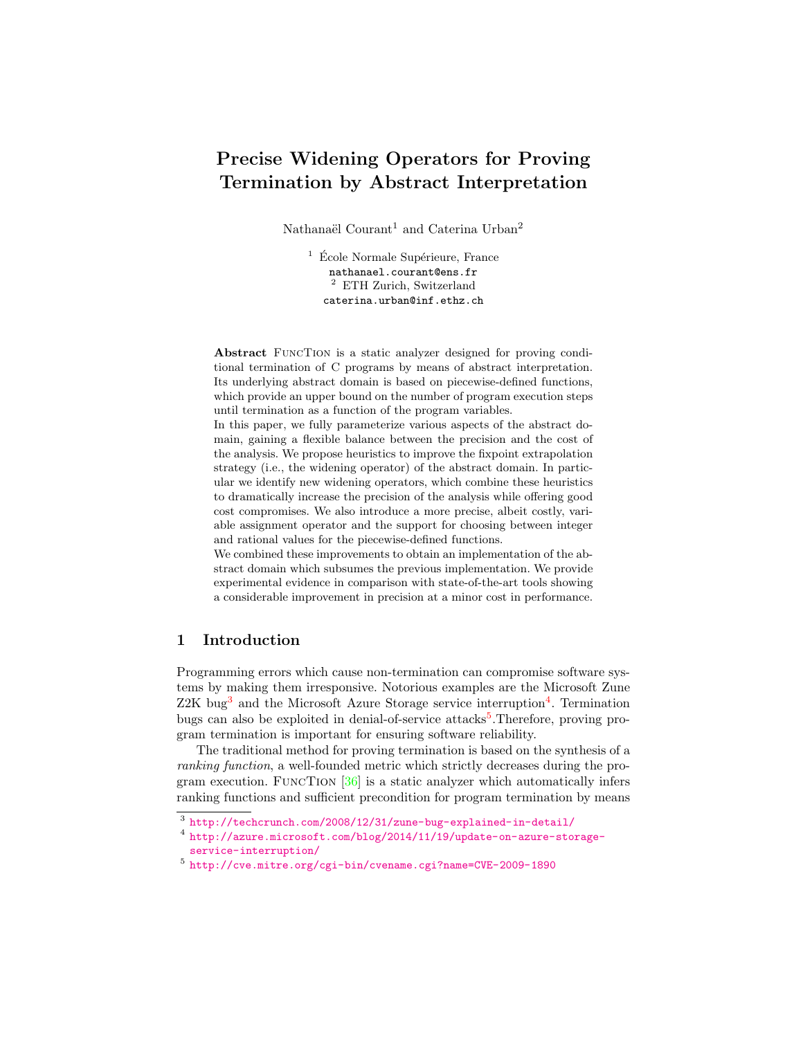# Precise Widening Operators for Proving Termination by Abstract Interpretation

Nathanaël Courant[1] and Caterina Urban[2]

[1] École Normale Supérieure, France
nathanael.courant@ens.fr
[2] ETH Zurich, Switzerland
caterina.urban@inf.ethz.ch

**Abstract** FuncTion is a static analyzer designed for proving conditional termination of C programs by means of abstract interpretation. Its underlying abstract domain is based on piecewise-defined functions, which provide an upper bound on the number of program execution steps until termination as a function of the program variables.

In this paper, we fully parameterize various aspects of the abstract domain, gaining a flexible balance between the precision and the cost of the analysis. We propose heuristics to improve the fixpoint extrapolation strategy (i.e., the widening operator) of the abstract domain. In particular we identify new widening operators, which combine these heuristics to dramatically increase the precision of the analysis while offering good cost compromises. We also introduce a more precise, albeit costly, variable assignment operator and the support for choosing between integer and rational values for the piecewise-defined functions.

We combined these improvements to obtain an implementation of the abstract domain which subsumes the previous implementation. We provide experimental evidence in comparison with state-of-the-art tools showing a considerable improvement in precision at a minor cost in performance.

## 1 Introduction

Programming errors which cause non-termination can compromise software systems by making them irresponsive. Notorious examples are the Microsoft Zune Z2K bug[3] and the Microsoft Azure Storage service interruption[4]. Termination bugs can also be exploited in denial-of-service attacks[5].Therefore, proving program termination is important for ensuring software reliability.

The traditional method for proving termination is based on the synthesis of a *ranking function*, a well-founded metric which strictly decreases during the program execution. FuncTion [36] is a static analyzer which automatically infers ranking functions and sufficient precondition for program termination by means

---

[3] http://techcrunch.com/2008/12/31/zune-bug-explained-in-detail/
[4] http://azure.microsoft.com/blog/2014/11/19/update-on-azure-storage-service-interruption/
[5] http://cve.mitre.org/cgi-bin/cvename.cgi?name=CVE-2009-1890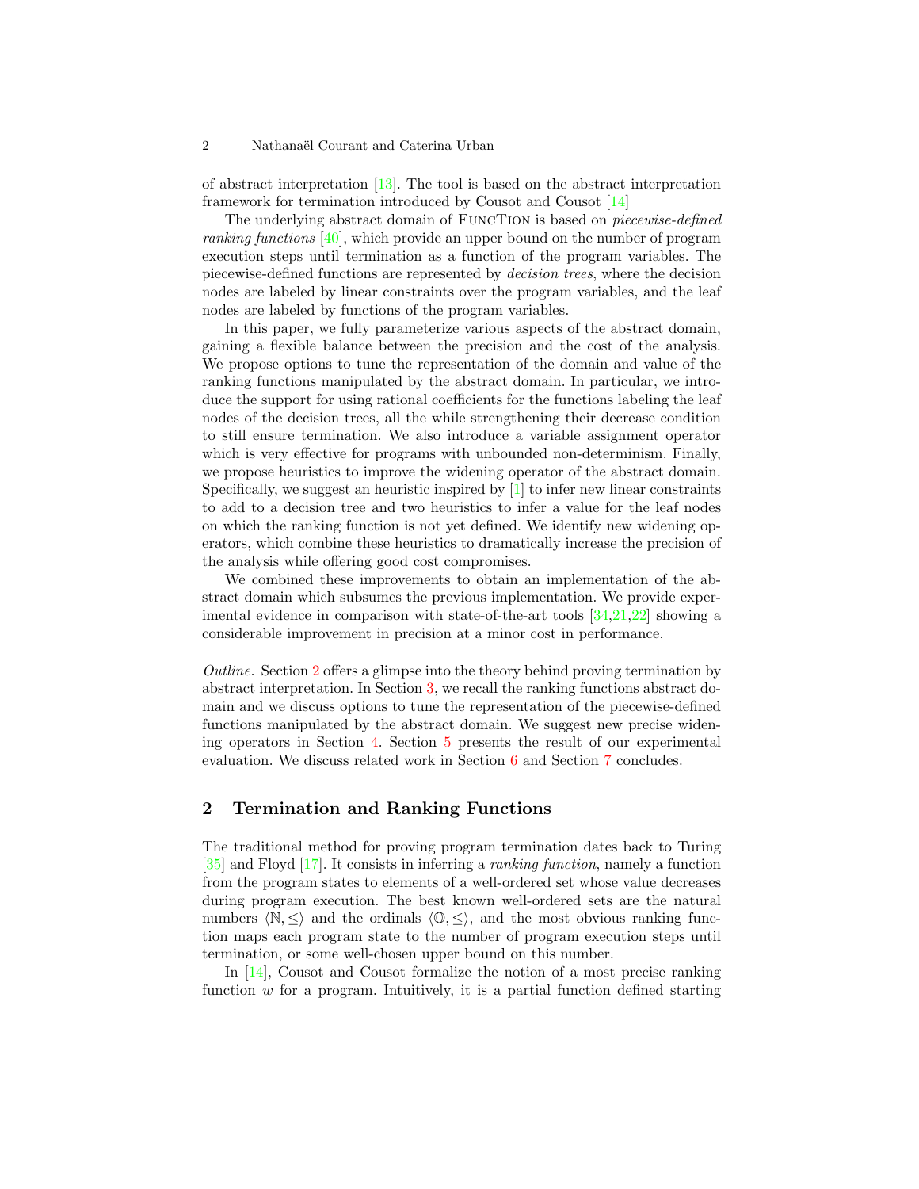of abstract interpretation [13]. The tool is based on the abstract interpretation framework for termination introduced by Cousot and Cousot [14]

The underlying abstract domain of FuncTion is based on *piecewise-defined ranking functions* [40], which provide an upper bound on the number of program execution steps until termination as a function of the program variables. The piecewise-defined functions are represented by *decision trees*, where the decision nodes are labeled by linear constraints over the program variables, and the leaf nodes are labeled by functions of the program variables.

In this paper, we fully parameterize various aspects of the abstract domain, gaining a flexible balance between the precision and the cost of the analysis. We propose options to tune the representation of the domain and value of the ranking functions manipulated by the abstract domain. In particular, we introduce the support for using rational coefficients for the functions labeling the leaf nodes of the decision trees, all the while strengthening their decrease condition to still ensure termination. We also introduce a variable assignment operator which is very effective for programs with unbounded non-determinism. Finally, we propose heuristics to improve the widening operator of the abstract domain. Specifically, we suggest an heuristic inspired by [1] to infer new linear constraints to add to a decision tree and two heuristics to infer a value for the leaf nodes on which the ranking function is not yet defined. We identify new widening operators, which combine these heuristics to dramatically increase the precision of the analysis while offering good cost compromises.

We combined these improvements to obtain an implementation of the abstract domain which subsumes the previous implementation. We provide experimental evidence in comparison with state-of-the-art tools [34,21,22] showing a considerable improvement in precision at a minor cost in performance.

*Outline.* Section 2 offers a glimpse into the theory behind proving termination by abstract interpretation. In Section 3, we recall the ranking functions abstract domain and we discuss options to tune the representation of the piecewise-defined functions manipulated by the abstract domain. We suggest new precise widening operators in Section 4. Section 5 presents the result of our experimental evaluation. We discuss related work in Section 6 and Section 7 concludes.

## 2 Termination and Ranking Functions

The traditional method for proving program termination dates back to Turing [35] and Floyd [17]. It consists in inferring a *ranking function*, namely a function from the program states to elements of a well-ordered set whose value decreases during program execution. The best known well-ordered sets are the natural numbers $\langle \mathbb{N}, \leq \rangle$ and the ordinals $\langle \mathbb{O}, \leq \rangle$, and the most obvious ranking function maps each program state to the number of program execution steps until termination, or some well-chosen upper bound on this number.

In [14], Cousot and Cousot formalize the notion of a most precise ranking function $w$ for a program. Intuitively, it is a partial function defined starting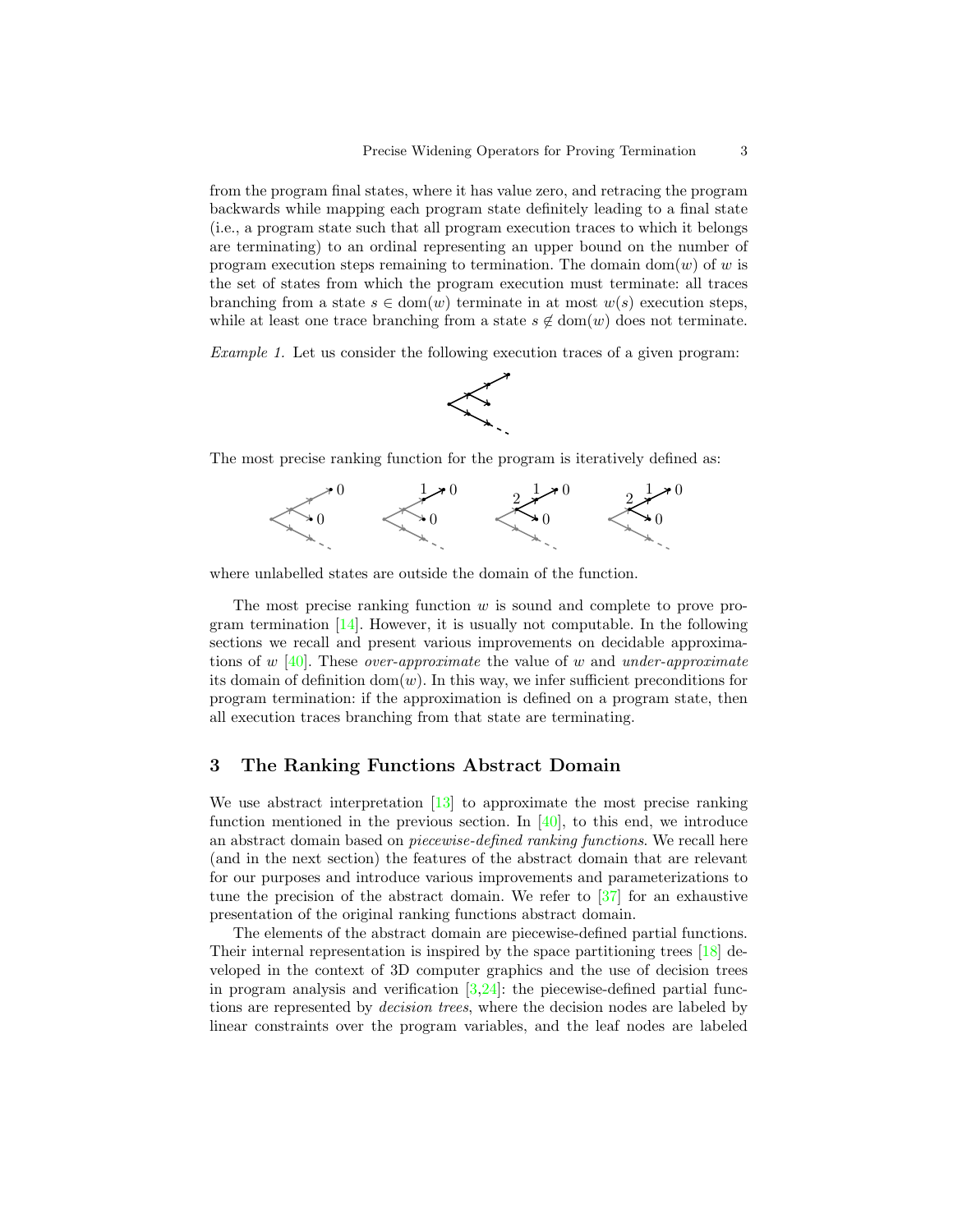from the program final states, where it has value zero, and retracing the program backwards while mapping each program state definitely leading to a final state (i.e., a program state such that all program execution traces to which it belongs are terminating) to an ordinal representing an upper bound on the number of program execution steps remaining to termination. The domain $\text{dom}(w)$ of $w$ is the set of states from which the program execution must terminate: all traces branching from a state $s \in \text{dom}(w)$ terminate in at most $w(s)$ execution steps, while at least one trace branching from a state $s \notin \text{dom}(w)$ does not terminate.

*Example 1.* Let us consider the following execution traces of a given program:

The most precise ranking function for the program is iteratively defined as:

where unlabelled states are outside the domain of the function.

The most precise ranking function $w$ is sound and complete to prove program termination [14]. However, it is usually not computable. In the following sections we recall and present various improvements on decidable approximations of $w$ [40]. These *over-approximate* the value of $w$ and *under-approximate* its domain of definition $\text{dom}(w)$. In this way, we infer sufficient preconditions for program termination: if the approximation is defined on a program state, then all execution traces branching from that state are terminating.

## 3 The Ranking Functions Abstract Domain

We use abstract interpretation [13] to approximate the most precise ranking function mentioned in the previous section. In [40], to this end, we introduce an abstract domain based on *piecewise-defined ranking functions*. We recall here (and in the next section) the features of the abstract domain that are relevant for our purposes and introduce various improvements and parameterizations to tune the precision of the abstract domain. We refer to [37] for an exhaustive presentation of the original ranking functions abstract domain.

The elements of the abstract domain are piecewise-defined partial functions. Their internal representation is inspired by the space partitioning trees [18] developed in the context of 3D computer graphics and the use of decision trees in program analysis and verification [3,24]: the piecewise-defined partial functions are represented by *decision trees*, where the decision nodes are labeled by linear constraints over the program variables, and the leaf nodes are labeled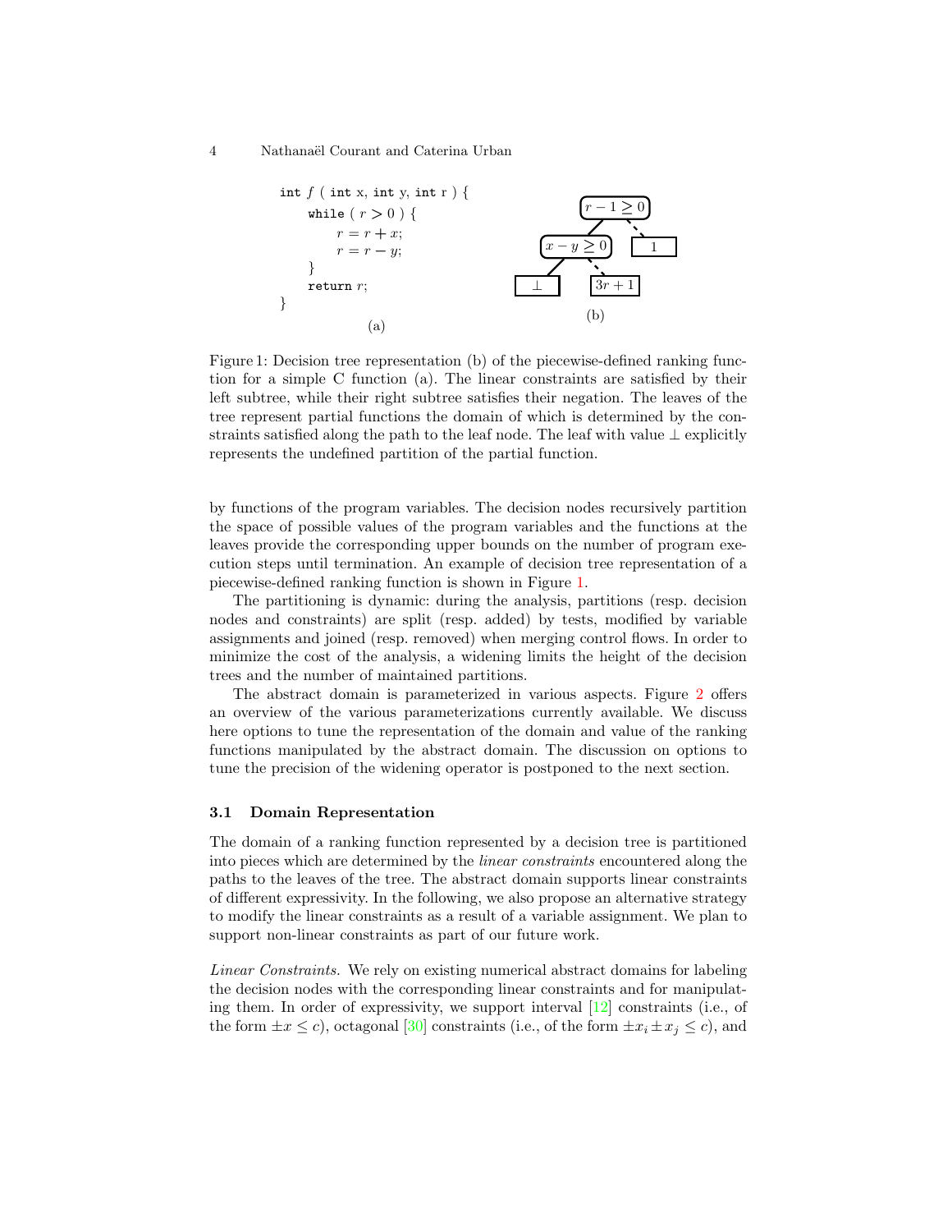```
int f ( int x, int y, int r ) {
    while ( r > 0 ) {
        r = r + x;
        r = r − y;
    }
    return r;
}
```

(a)

(b)

Figure 1: Decision tree representation (b) of the piecewise-defined ranking function for a simple C function (a). The linear constraints are satisfied by their left subtree, while their right subtree satisfies their negation. The leaves of the tree represent partial functions the domain of which is determined by the constraints satisfied along the path to the leaf node. The leaf with value $\bot$ explicitly represents the undefined partition of the partial function.

by functions of the program variables. The decision nodes recursively partition the space of possible values of the program variables and the functions at the leaves provide the corresponding upper bounds on the number of program execution steps until termination. An example of decision tree representation of a piecewise-defined ranking function is shown in Figure 1.

The partitioning is dynamic: during the analysis, partitions (resp. decision nodes and constraints) are split (resp. added) by tests, modified by variable assignments and joined (resp. removed) when merging control flows. In order to minimize the cost of the analysis, a widening limits the height of the decision trees and the number of maintained partitions.

The abstract domain is parameterized in various aspects. Figure 2 offers an overview of the various parameterizations currently available. We discuss here options to tune the representation of the domain and value of the ranking functions manipulated by the abstract domain. The discussion on options to tune the precision of the widening operator is postponed to the next section.

### 3.1 Domain Representation

The domain of a ranking function represented by a decision tree is partitioned into pieces which are determined by the *linear constraints* encountered along the paths to the leaves of the tree. The abstract domain supports linear constraints of different expressivity. In the following, we also propose an alternative strategy to modify the linear constraints as a result of a variable assignment. We plan to support non-linear constraints as part of our future work.

*Linear Constraints.* We rely on existing numerical abstract domains for labeling the decision nodes with the corresponding linear constraints and for manipulating them. In order of expressivity, we support interval [12] constraints (i.e., of the form $\pm x \leq c$), octagonal [30] constraints (i.e., of the form $\pm x_i \pm x_j \leq c$), and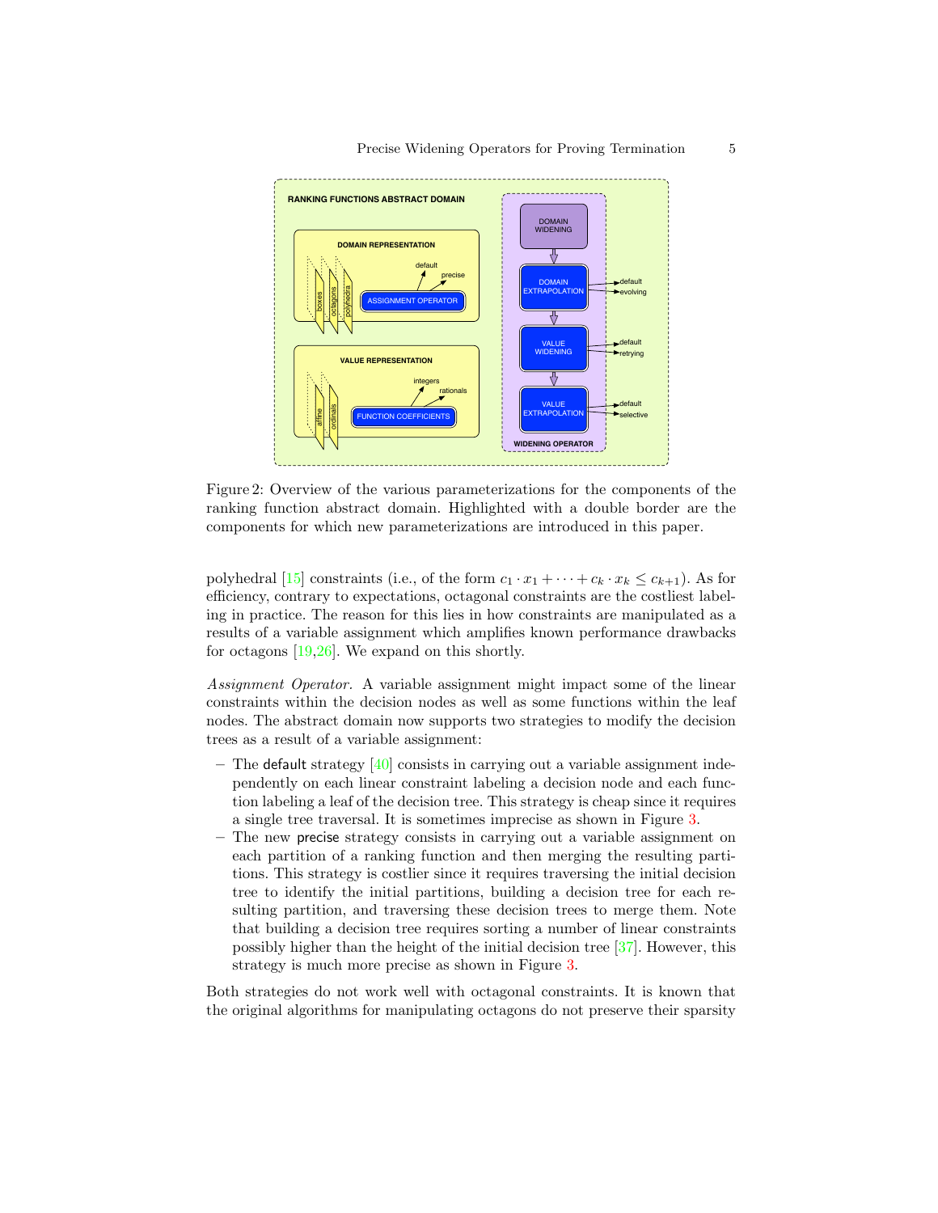Figure 2: Overview of the various parameterizations for the components of the ranking function abstract domain. Highlighted with a double border are the components for which new parameterizations are introduced in this paper.

polyhedral [15] constraints (i.e., of the form $c_1 \cdot x_1 + \cdots + c_k \cdot x_k \leq c_{k+1}$). As for efficiency, contrary to expectations, octagonal constraints are the costliest labeling in practice. The reason for this lies in how constraints are manipulated as a results of a variable assignment which amplifies known performance drawbacks for octagons [19,26]. We expand on this shortly.

*Assignment Operator.* A variable assignment might impact some of the linear constraints within the decision nodes as well as some functions within the leaf nodes. The abstract domain now supports two strategies to modify the decision trees as a result of a variable assignment:

- The default strategy [40] consists in carrying out a variable assignment independently on each linear constraint labeling a decision node and each function labeling a leaf of the decision tree. This strategy is cheap since it requires a single tree traversal. It is sometimes imprecise as shown in Figure 3.
- The new precise strategy consists in carrying out a variable assignment on each partition of a ranking function and then merging the resulting partitions. This strategy is costlier since it requires traversing the initial decision tree to identify the initial partitions, building a decision tree for each resulting partition, and traversing these decision trees to merge them. Note that building a decision tree requires sorting a number of linear constraints possibly higher than the height of the initial decision tree [37]. However, this strategy is much more precise as shown in Figure 3.

Both strategies do not work well with octagonal constraints. It is known that the original algorithms for manipulating octagons do not preserve their sparsity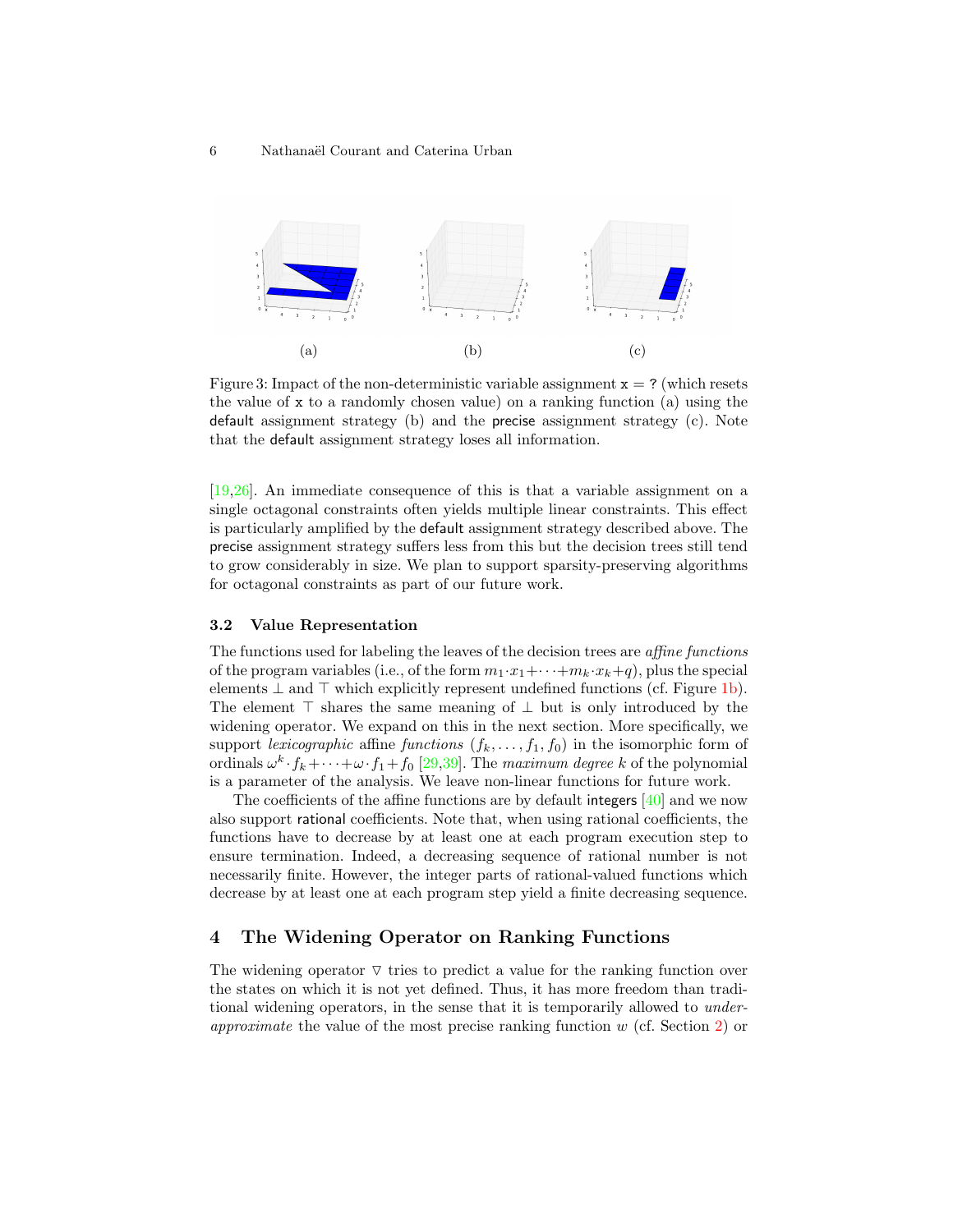(a) (b) (c)

Figure 3: Impact of the non-deterministic variable assignment `x = ?` (which resets the value of `x` to a randomly chosen value) on a ranking function (a) using the default assignment strategy (b) and the precise assignment strategy (c). Note that the default assignment strategy loses all information.

[19,26]. An immediate consequence of this is that a variable assignment on a single octagonal constraints often yields multiple linear constraints. This effect is particularly amplified by the default assignment strategy described above. The precise assignment strategy suffers less from this but the decision trees still tend to grow considerably in size. We plan to support sparsity-preserving algorithms for octagonal constraints as part of our future work.

### 3.2 Value Representation

The functions used for labeling the leaves of the decision trees are *affine functions* of the program variables (i.e., of the form $m_1 \cdot x_1 + \cdots + m_k \cdot x_k + q$), plus the special elements $\bot$ and $\top$ which explicitly represent undefined functions (cf. Figure 1b). The element $\top$ shares the same meaning of $\bot$ but is only introduced by the widening operator. We expand on this in the next section. More specifically, we support *lexicographic* affine *functions* $(f_k, \dots, f_1, f_0)$ in the isomorphic form of ordinals $\omega^k \cdot f_k + \cdots + \omega \cdot f_1 + f_0$ [29,39]. The *maximum degree* $k$ of the polynomial is a parameter of the analysis. We leave non-linear functions for future work.

The coefficients of the affine functions are by default integers [40] and we now also support rational coefficients. Note that, when using rational coefficients, the functions have to decrease by at least one at each program execution step to ensure termination. Indeed, a decreasing sequence of rational number is not necessarily finite. However, the integer parts of rational-valued functions which decrease by at least one at each program step yield a finite decreasing sequence.

## 4 The Widening Operator on Ranking Functions

The widening operator $\triangledown$ tries to predict a value for the ranking function over the states on which it is not yet defined. Thus, it has more freedom than traditional widening operators, in the sense that it is temporarily allowed to *under-approximate* the value of the most precise ranking function $w$ (cf. Section 2) or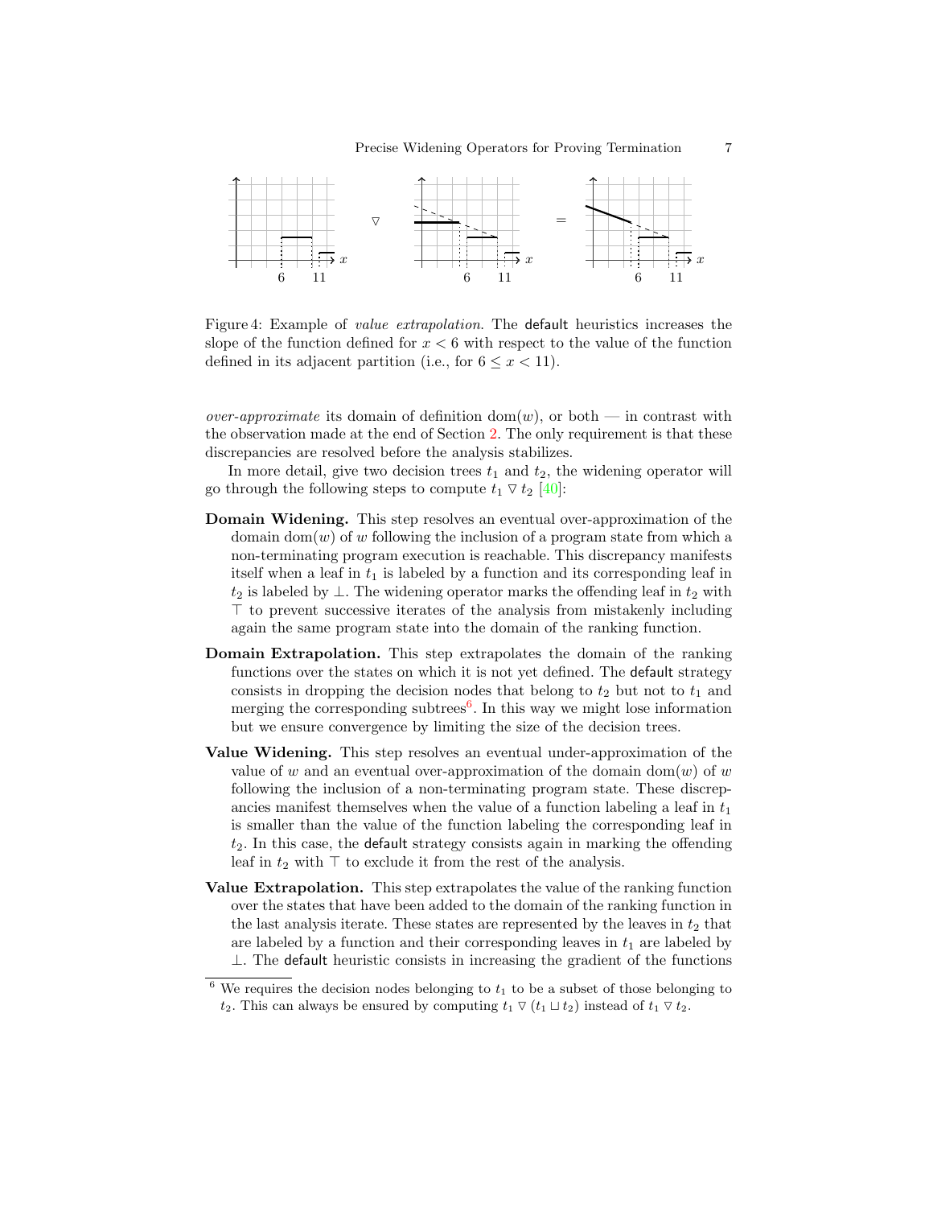Figure 4: Example of *value extrapolation*. The default heuristics increases the slope of the function defined for $x < 6$ with respect to the value of the function defined in its adjacent partition (i.e., for $6 \leq x < 11$).

*over-approximate* its domain of definition $\text{dom}(w)$, or both — in contrast with the observation made at the end of Section 2. The only requirement is that these discrepancies are resolved before the analysis stabilizes.

In more detail, give two decision trees $t_1$ and $t_2$, the widening operator will go through the following steps to compute $t_1 \triangledown t_2$ [40]:

- **Domain Widening.** This step resolves an eventual over-approximation of the domain $\text{dom}(w)$ of $w$ following the inclusion of a program state from which a non-terminating program execution is reachable. This discrepancy manifests itself when a leaf in $t_1$ is labeled by a function and its corresponding leaf in $t_2$ is labeled by $\bot$. The widening operator marks the offending leaf in $t_2$ with $\top$ to prevent successive iterates of the analysis from mistakenly including again the same program state into the domain of the ranking function.
- **Domain Extrapolation.** This step extrapolates the domain of the ranking functions over the states on which it is not yet defined. The default strategy consists in dropping the decision nodes that belong to $t_2$ but not to $t_1$ and merging the corresponding subtrees[6]. In this way we might lose information but we ensure convergence by limiting the size of the decision trees.
- **Value Widening.** This step resolves an eventual under-approximation of the value of $w$ and an eventual over-approximation of the domain $\text{dom}(w)$ of $w$ following the inclusion of a non-terminating program state. These discrepancies manifest themselves when the value of a function labeling a leaf in $t_1$ is smaller than the value of the function labeling the corresponding leaf in $t_2$. In this case, the default strategy consists again in marking the offending leaf in $t_2$ with $\top$ to exclude it from the rest of the analysis.
- **Value Extrapolation.** This step extrapolates the value of the ranking function over the states that have been added to the domain of the ranking function in the last analysis iterate. These states are represented by the leaves in $t_2$ that are labeled by a function and their corresponding leaves in $t_1$ are labeled by $\bot$. The default heuristic consists in increasing the gradient of the functions

[6] We requires the decision nodes belonging to $t_1$ to be a subset of those belonging to $t_2$. This can always be ensured by computing $t_1 \triangledown (t_1 \sqcup t_2)$ instead of $t_1 \triangledown t_2$.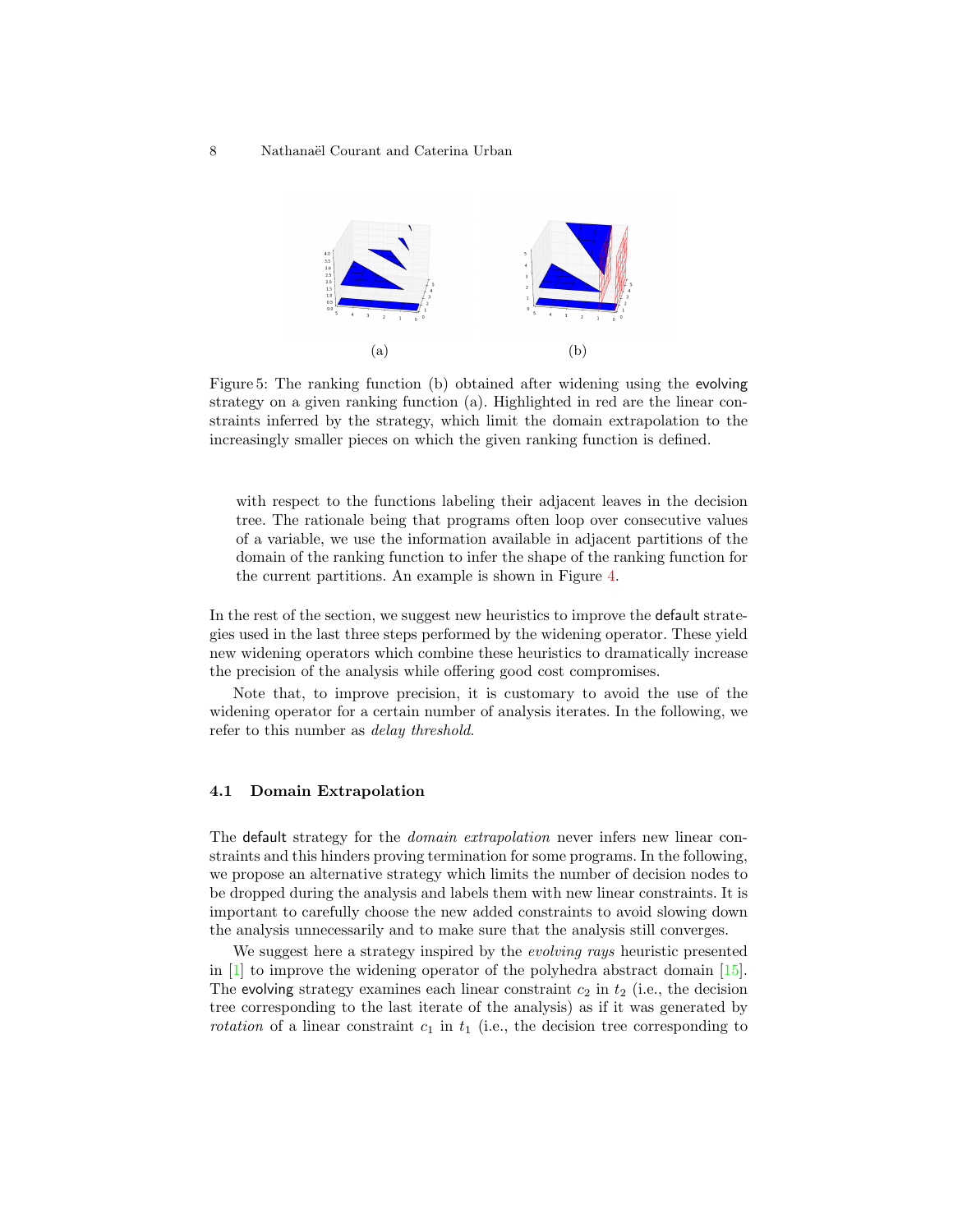(a)

(b)

Figure 5: The ranking function (b) obtained after widening using the evolving strategy on a given ranking function (a). Highlighted in red are the linear constraints inferred by the strategy, which limit the domain extrapolation to the increasingly smaller pieces on which the given ranking function is defined.

with respect to the functions labeling their adjacent leaves in the decision tree. The rationale being that programs often loop over consecutive values of a variable, we use the information available in adjacent partitions of the domain of the ranking function to infer the shape of the ranking function for the current partitions. An example is shown in Figure 4.

In the rest of the section, we suggest new heuristics to improve the default strategies used in the last three steps performed by the widening operator. These yield new widening operators which combine these heuristics to dramatically increase the precision of the analysis while offering good cost compromises.

Note that, to improve precision, it is customary to avoid the use of the widening operator for a certain number of analysis iterates. In the following, we refer to this number as *delay threshold*.

### 4.1 Domain Extrapolation

The default strategy for the *domain extrapolation* never infers new linear constraints and this hinders proving termination for some programs. In the following, we propose an alternative strategy which limits the number of decision nodes to be dropped during the analysis and labels them with new linear constraints. It is important to carefully choose the new added constraints to avoid slowing down the analysis unnecessarily and to make sure that the analysis still converges.

We suggest here a strategy inspired by the *evolving rays* heuristic presented in [1] to improve the widening operator of the polyhedra abstract domain [15]. The evolving strategy examines each linear constraint $c_2$ in $t_2$ (i.e., the decision tree corresponding to the last iterate of the analysis) as if it was generated by *rotation* of a linear constraint $c_1$ in $t_1$ (i.e., the decision tree corresponding to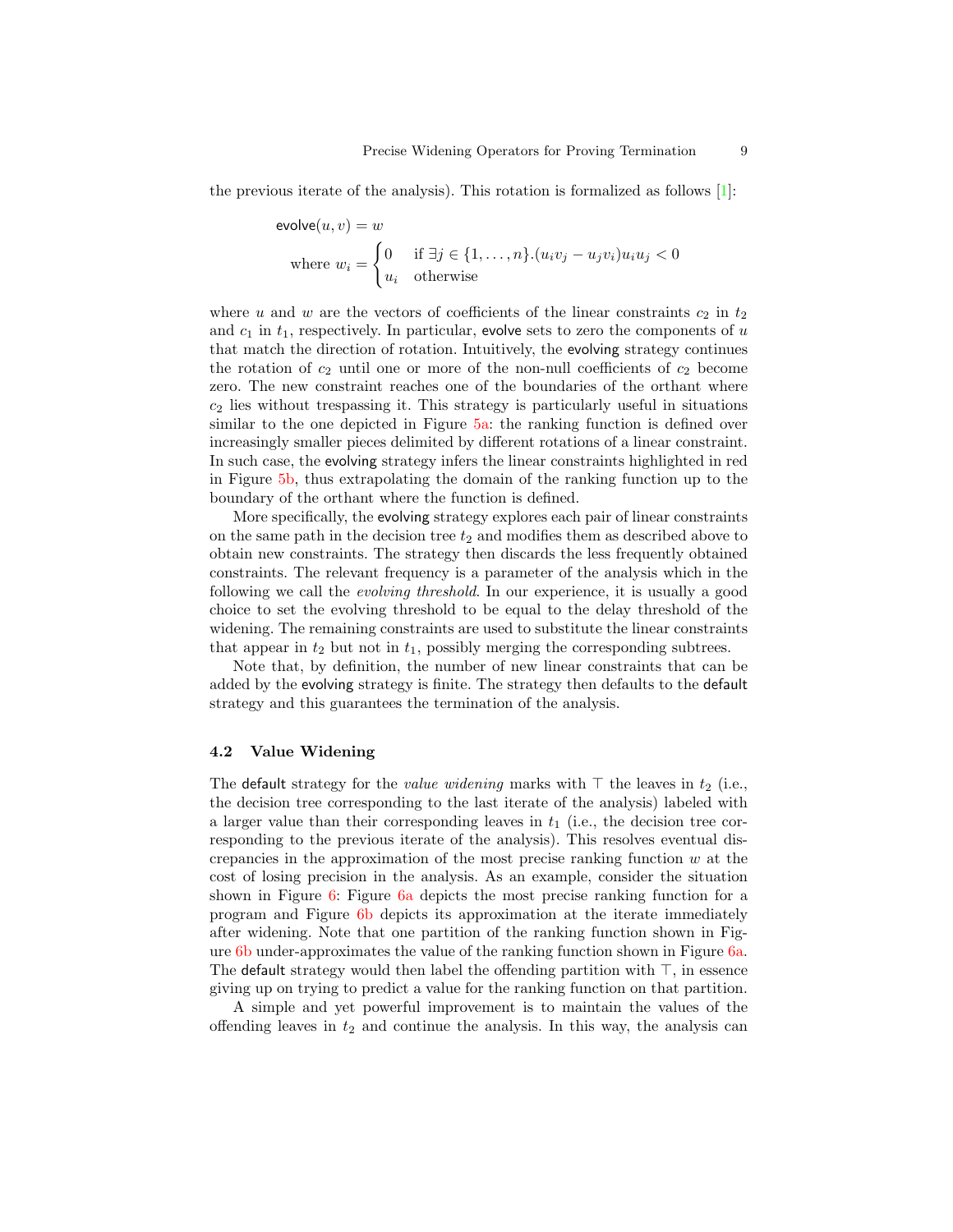the previous iterate of the analysis). This rotation is formalized as follows [1]:

$$\mathsf{evolve}(u, v) = w$$
$$\text{where } w_i = \begin{cases} 0 & \text{if } \exists j \in \{1, \ldots, n\}. (u_i v_j - u_j v_i) u_i u_j < 0 \\ u_i & \text{otherwise} \end{cases}$$

where $u$ and $w$ are the vectors of coefficients of the linear constraints $c_2$ in $t_2$ and $c_1$ in $t_1$, respectively. In particular, evolve sets to zero the components of $u$ that match the direction of rotation. Intuitively, the evolving strategy continues the rotation of $c_2$ until one or more of the non-null coefficients of $c_2$ become zero. The new constraint reaches one of the boundaries of the orthant where $c_2$ lies without trespassing it. This strategy is particularly useful in situations similar to the one depicted in Figure 5a: the ranking function is defined over increasingly smaller pieces delimited by different rotations of a linear constraint. In such case, the evolving strategy infers the linear constraints highlighted in red in Figure 5b, thus extrapolating the domain of the ranking function up to the boundary of the orthant where the function is defined.

More specifically, the evolving strategy explores each pair of linear constraints on the same path in the decision tree $t_2$ and modifies them as described above to obtain new constraints. The strategy then discards the less frequently obtained constraints. The relevant frequency is a parameter of the analysis which in the following we call the *evolving threshold*. In our experience, it is usually a good choice to set the evolving threshold to be equal to the delay threshold of the widening. The remaining constraints are used to substitute the linear constraints that appear in $t_2$ but not in $t_1$, possibly merging the corresponding subtrees.

Note that, by definition, the number of new linear constraints that can be added by the evolving strategy is finite. The strategy then defaults to the default strategy and this guarantees the termination of the analysis.

### 4.2 Value Widening

The default strategy for the *value widening* marks with $\top$ the leaves in $t_2$ (i.e., the decision tree corresponding to the last iterate of the analysis) labeled with a larger value than their corresponding leaves in $t_1$ (i.e., the decision tree corresponding to the previous iterate of the analysis). This resolves eventual discrepancies in the approximation of the most precise ranking function $w$ at the cost of losing precision in the analysis. As an example, consider the situation shown in Figure 6: Figure 6a depicts the most precise ranking function for a program and Figure 6b depicts its approximation at the iterate immediately after widening. Note that one partition of the ranking function shown in Figure 6b under-approximates the value of the ranking function shown in Figure 6a. The default strategy would then label the offending partition with $\top$, in essence giving up on trying to predict a value for the ranking function on that partition.

A simple and yet powerful improvement is to maintain the values of the offending leaves in $t_2$ and continue the analysis. In this way, the analysis can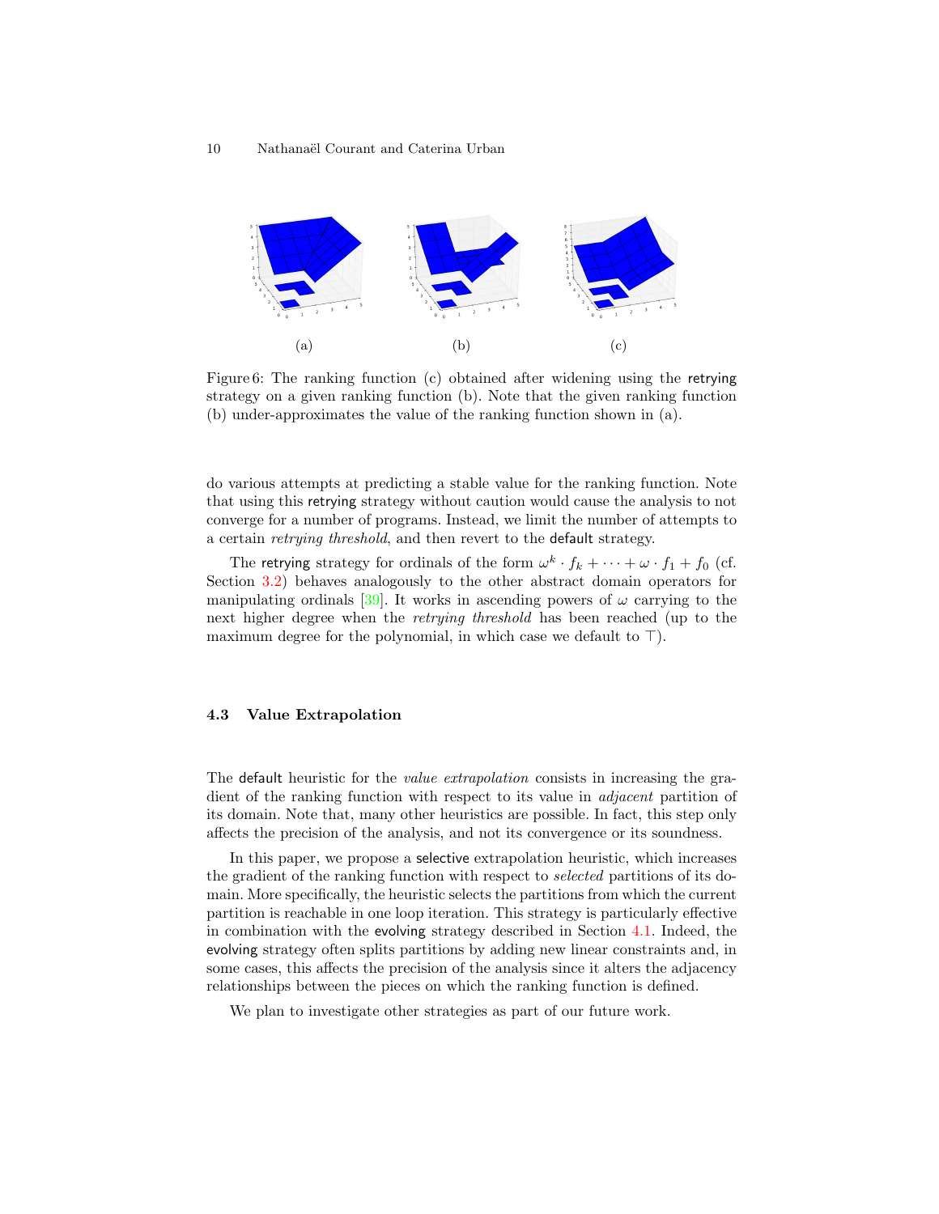(a) (b) (c)

Figure 6: The ranking function (c) obtained after widening using the retrying strategy on a given ranking function (b). Note that the given ranking function (b) under-approximates the value of the ranking function shown in (a).

do various attempts at predicting a stable value for the ranking function. Note that using this retrying strategy without caution would cause the analysis to not converge for a number of programs. Instead, we limit the number of attempts to a certain *retrying threshold*, and then revert to the default strategy.

The retrying strategy for ordinals of the form $\omega^k \cdot f_k + \cdots + \omega \cdot f_1 + f_0$ (cf. Section 3.2) behaves analogously to the other abstract domain operators for manipulating ordinals [39]. It works in ascending powers of $\omega$ carrying to the next higher degree when the *retrying threshold* has been reached (up to the maximum degree for the polynomial, in which case we default to $\top$).

### 4.3 Value Extrapolation

The default heuristic for the *value extrapolation* consists in increasing the gradient of the ranking function with respect to its value in *adjacent* partition of its domain. Note that, many other heuristics are possible. In fact, this step only affects the precision of the analysis, and not its convergence or its soundness.

In this paper, we propose a selective extrapolation heuristic, which increases the gradient of the ranking function with respect to *selected* partitions of its domain. More specifically, the heuristic selects the partitions from which the current partition is reachable in one loop iteration. This strategy is particularly effective in combination with the evolving strategy described in Section 4.1. Indeed, the evolving strategy often splits partitions by adding new linear constraints and, in some cases, this affects the precision of the analysis since it alters the adjacency relationships between the pieces on which the ranking function is defined.

We plan to investigate other strategies as part of our future work.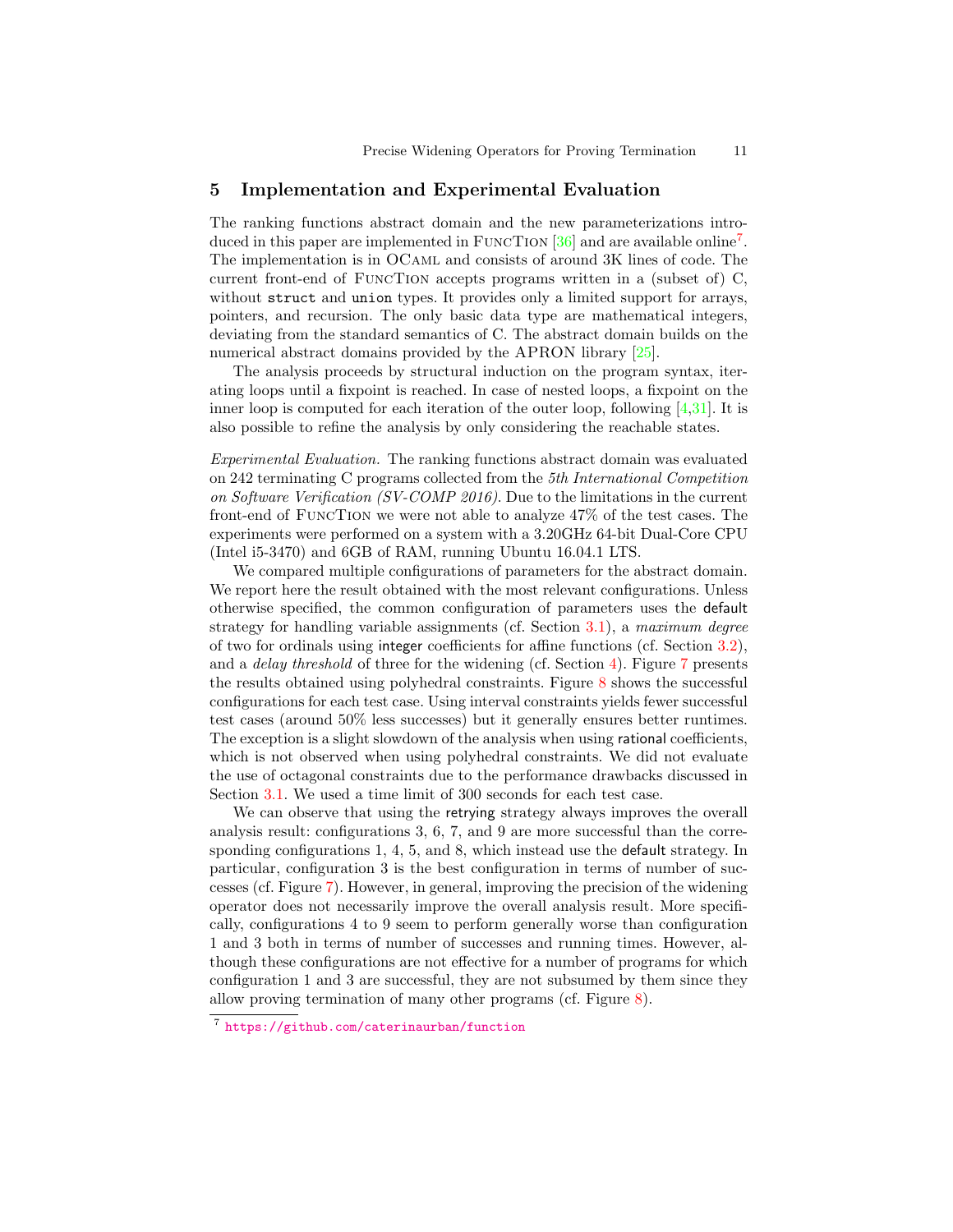## 5 Implementation and Experimental Evaluation

The ranking functions abstract domain and the new parameterizations introduced in this paper are implemented in FuncTion [36] and are available online[7]. The implementation is in OCaml and consists of around 3K lines of code. The current front-end of FuncTion accepts programs written in a (subset of) C, without `struct` and `union` types. It provides only a limited support for arrays, pointers, and recursion. The only basic data type are mathematical integers, deviating from the standard semantics of C. The abstract domain builds on the numerical abstract domains provided by the APRON library [25].

The analysis proceeds by structural induction on the program syntax, iterating loops until a fixpoint is reached. In case of nested loops, a fixpoint on the inner loop is computed for each iteration of the outer loop, following [4,31]. It is also possible to refine the analysis by only considering the reachable states.

*Experimental Evaluation.* The ranking functions abstract domain was evaluated on 242 terminating C programs collected from the *5th International Competition on Software Verification (SV-COMP 2016)*. Due to the limitations in the current front-end of FuncTion we were not able to analyze 47% of the test cases. The experiments were performed on a system with a 3.20GHz 64-bit Dual-Core CPU (Intel i5-3470) and 6GB of RAM, running Ubuntu 16.04.1 LTS.

We compared multiple configurations of parameters for the abstract domain. We report here the result obtained with the most relevant configurations. Unless otherwise specified, the common configuration of parameters uses the default strategy for handling variable assignments (cf. Section 3.1), a *maximum degree* of two for ordinals using integer coefficients for affine functions (cf. Section 3.2), and a *delay threshold* of three for the widening (cf. Section 4). Figure 7 presents the results obtained using polyhedral constraints. Figure 8 shows the successful configurations for each test case. Using interval constraints yields fewer successful test cases (around 50% less successes) but it generally ensures better runtimes. The exception is a slight slowdown of the analysis when using rational coefficients, which is not observed when using polyhedral constraints. We did not evaluate the use of octagonal constraints due to the performance drawbacks discussed in Section 3.1. We used a time limit of 300 seconds for each test case.

We can observe that using the retrying strategy always improves the overall analysis result: configurations 3, 6, 7, and 9 are more successful than the corresponding configurations 1, 4, 5, and 8, which instead use the default strategy. In particular, configuration 3 is the best configuration in terms of number of successes (cf. Figure 7). However, in general, improving the precision of the widening operator does not necessarily improve the overall analysis result. More specifically, configurations 4 to 9 seem to perform generally worse than configuration 1 and 3 both in terms of number of successes and running times. However, although these configurations are not effective for a number of programs for which configuration 1 and 3 are successful, they are not subsumed by them since they allow proving termination of many other programs (cf. Figure 8).

[7] https://github.com/caterinaurban/function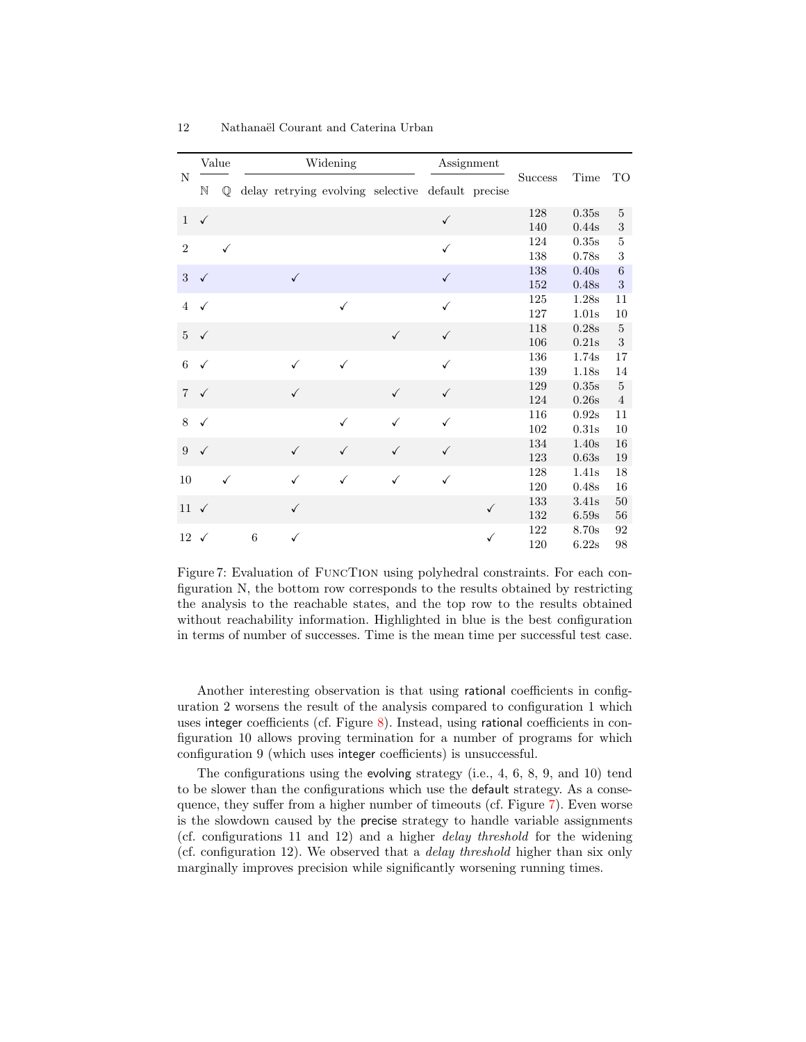| N | Value | | Widening | | | | Assignment | | Success | Time | TO |
|---|---|---|---|---|---|---|---|---|---|---|---|
| | $\mathbb{N}$ | $\mathbb{Q}$ | delay | retrying | evolving | selective | default | precise | | | |
| 1 | ✓ | | | | | | ✓ | | 128<br>140 | 0.35s<br>0.44s | 5<br>3 |
| 2 | | ✓ | | | | | ✓ | | 124<br>138 | 0.35s<br>0.78s | 5<br>3 |
| 3 | ✓ | | | ✓ | | | ✓ | | 138<br>152 | 0.40s<br>0.48s | 6<br>3 |
| 4 | ✓ | | | | ✓ | | ✓ | | 125<br>127 | 1.28s<br>1.01s | 11<br>10 |
| 5 | ✓ | | | | | ✓ | ✓ | | 118<br>106 | 0.28s<br>0.21s | 5<br>3 |
| 6 | ✓ | | | ✓ | ✓ | | ✓ | | 136<br>139 | 1.74s<br>1.18s | 17<br>14 |
| 7 | ✓ | | | ✓ | | ✓ | ✓ | | 129<br>124 | 0.35s<br>0.26s | 5<br>4 |
| 8 | ✓ | | | | ✓ | ✓ | ✓ | | 116<br>102 | 0.92s<br>0.31s | 11<br>10 |
| 9 | ✓ | | | ✓ | ✓ | ✓ | ✓ | | 134<br>123 | 1.40s<br>0.63s | 16<br>19 |
| 10 | | ✓ | | ✓ | ✓ | ✓ | ✓ | | 128<br>120 | 1.41s<br>0.48s | 18<br>16 |
| 11 | ✓ | | | ✓ | | | | ✓ | 133<br>132 | 3.41s<br>6.59s | 50<br>56 |
| 12 | ✓ | | 6 | ✓ | | | | ✓ | 122<br>120 | 8.70s<br>6.22s | 92<br>98 |

Figure 7: Evaluation of FuncTion using polyhedral constraints. For each configuration N, the bottom row corresponds to the results obtained by restricting the analysis to the reachable states, and the top row to the results obtained without reachability information. Highlighted in blue is the best configuration in terms of number of successes. Time is the mean time per successful test case.

Another interesting observation is that using rational coefficients in configuration 2 worsens the result of the analysis compared to configuration 1 which uses integer coefficients (cf. Figure 8). Instead, using rational coefficients in configuration 10 allows proving termination for a number of programs for which configuration 9 (which uses integer coefficients) is unsuccessful.

The configurations using the evolving strategy (i.e., 4, 6, 8, 9, and 10) tend to be slower than the configurations which use the default strategy. As a consequence, they suffer from a higher number of timeouts (cf. Figure 7). Even worse is the slowdown caused by the precise strategy to handle variable assignments (cf. configurations 11 and 12) and a higher *delay threshold* for the widening (cf. configuration 12). We observed that a *delay threshold* higher than six only marginally improves precision while significantly worsening running times.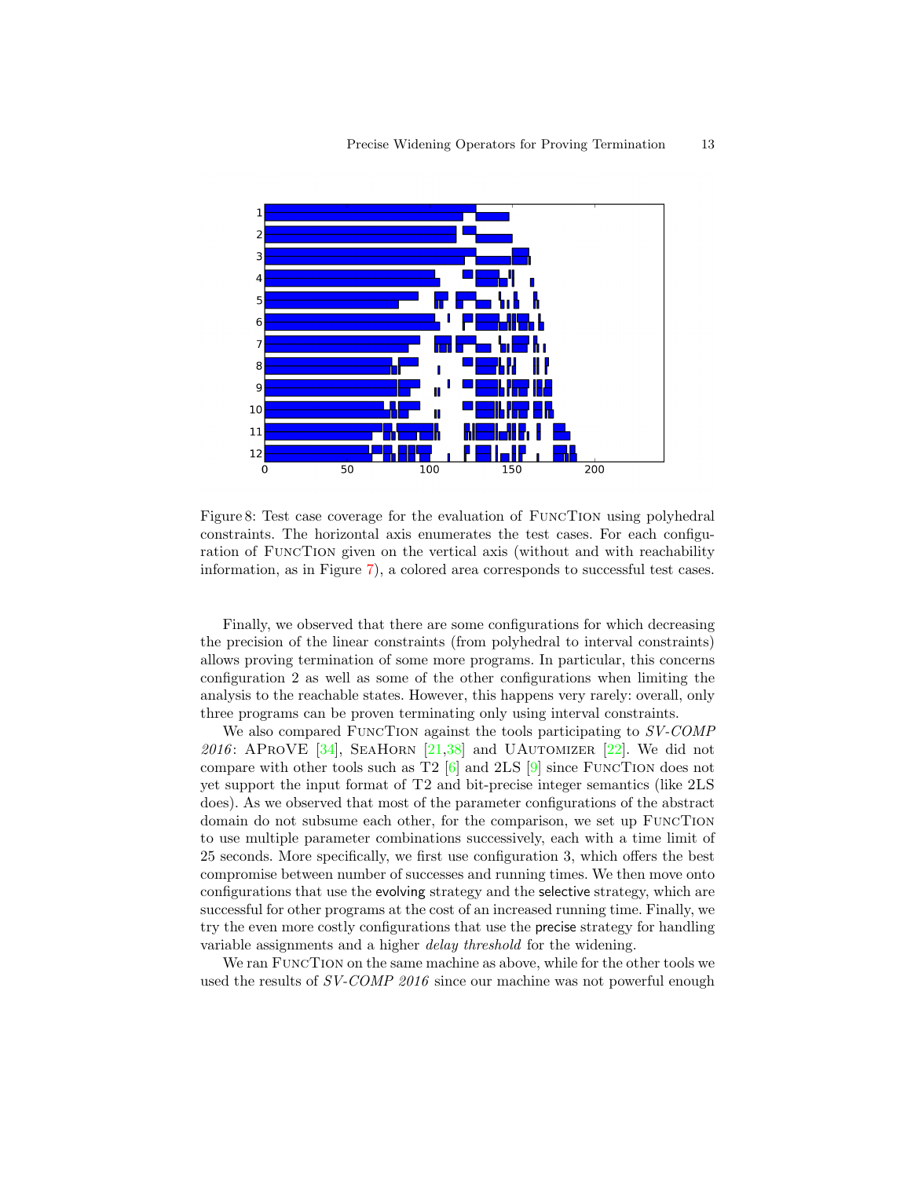Figure 8: Test case coverage for the evaluation of FuncTion using polyhedral constraints. The horizontal axis enumerates the test cases. For each configuration of FuncTion given on the vertical axis (without and with reachability information, as in Figure 7), a colored area corresponds to successful test cases.

Finally, we observed that there are some configurations for which decreasing the precision of the linear constraints (from polyhedral to interval constraints) allows proving termination of some more programs. In particular, this concerns configuration 2 as well as some of the other configurations when limiting the analysis to the reachable states. However, this happens very rarely: overall, only three programs can be proven terminating only using interval constraints.

We also compared FuncTion against the tools participating to *SV-COMP 2016*: AProVE [34], SeaHorn [21,38] and UAutomizer [22]. We did not compare with other tools such as T2 [6] and 2LS [9] since FuncTion does not yet support the input format of T2 and bit-precise integer semantics (like 2LS does). As we observed that most of the parameter configurations of the abstract domain do not subsume each other, for the comparison, we set up FuncTion to use multiple parameter combinations successively, each with a time limit of 25 seconds. More specifically, we first use configuration 3, which offers the best compromise between number of successes and running times. We then move onto configurations that use the evolving strategy and the selective strategy, which are successful for other programs at the cost of an increased running time. Finally, we try the even more costly configurations that use the precise strategy for handling variable assignments and a higher *delay threshold* for the widening.

We ran FuncTion on the same machine as above, while for the other tools we used the results of *SV-COMP 2016* since our machine was not powerful enough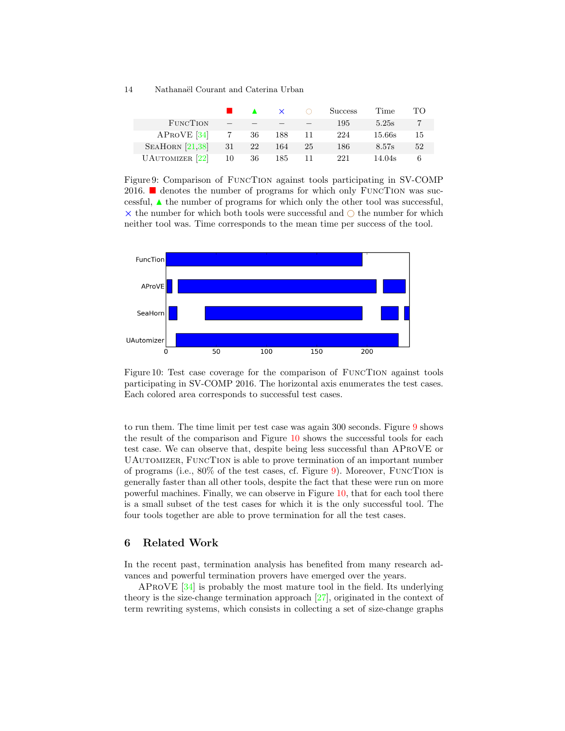| | ■ | ▲ | × | ○ | Success | Time | TO |
|---|---|---|---|---|---|---|---|
| FuncTion | – | – | – | – | 195 | 5.25s | 7 |
| AProVE [34] | 7 | 36 | 188 | 11 | 224 | 15.66s | 15 |
| SeaHorn [21,38] | 31 | 22 | 164 | 25 | 186 | 8.57s | 52 |
| UAutomizer [22] | 10 | 36 | 185 | 11 | 221 | 14.04s | 6 |

Figure 9: Comparison of FuncTion against tools participating in SV-COMP 2016. ■ denotes the number of programs for which only FuncTion was successful, ▲ the number of programs for which only the other tool was successful, × the number for which both tools were successful and ○ the number for which neither tool was. Time corresponds to the mean time per success of the tool.

Figure 10: Test case coverage for the comparison of FuncTion against tools participating in SV-COMP 2016. The horizontal axis enumerates the test cases. Each colored area corresponds to successful test cases.

to run them. The time limit per test case was again 300 seconds. Figure 9 shows the result of the comparison and Figure 10 shows the successful tools for each test case. We can observe that, despite being less successful than AProVE or UAutomizer, FuncTion is able to prove termination of an important number of programs (i.e., 80% of the test cases, cf. Figure 9). Moreover, FuncTion is generally faster than all other tools, despite the fact that these were run on more powerful machines. Finally, we can observe in Figure 10, that for each tool there is a small subset of the test cases for which it is the only successful tool. The four tools together are able to prove termination for all the test cases.

## 6 Related Work

In the recent past, termination analysis has benefited from many research advances and powerful termination provers have emerged over the years.

AProVE [34] is probably the most mature tool in the field. Its underlying theory is the size-change termination approach [27], originated in the context of term rewriting systems, which consists in collecting a set of size-change graphs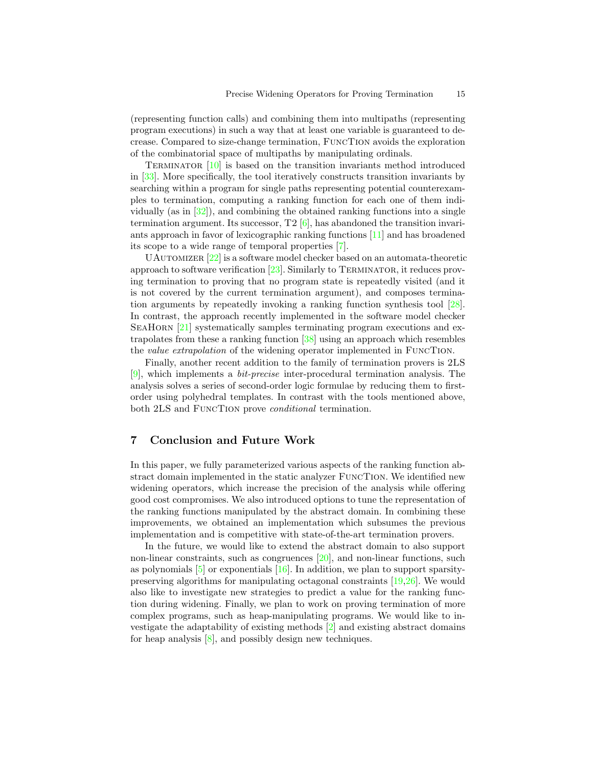(representing function calls) and combining them into multipaths (representing program executions) in such a way that at least one variable is guaranteed to decrease. Compared to size-change termination, FuncTion avoids the exploration of the combinatorial space of multipaths by manipulating ordinals.

Terminator [10] is based on the transition invariants method introduced in [33]. More specifically, the tool iteratively constructs transition invariants by searching within a program for single paths representing potential counterexamples to termination, computing a ranking function for each one of them individually (as in [32]), and combining the obtained ranking functions into a single termination argument. Its successor, T2 [6], has abandoned the transition invariants approach in favor of lexicographic ranking functions [11] and has broadened its scope to a wide range of temporal properties [7].

UAutomizer [22] is a software model checker based on an automata-theoretic approach to software verification [23]. Similarly to Terminator, it reduces proving termination to proving that no program state is repeatedly visited (and it is not covered by the current termination argument), and composes termination arguments by repeatedly invoking a ranking function synthesis tool [28]. In contrast, the approach recently implemented in the software model checker SeaHorn [21] systematically samples terminating program executions and extrapolates from these a ranking function [38] using an approach which resembles the *value extrapolation* of the widening operator implemented in FuncTion.

Finally, another recent addition to the family of termination provers is 2LS [9], which implements a *bit-precise* inter-procedural termination analysis. The analysis solves a series of second-order logic formulae by reducing them to first-order using polyhedral templates. In contrast with the tools mentioned above, both 2LS and FuncTion prove *conditional* termination.

## 7 Conclusion and Future Work

In this paper, we fully parameterized various aspects of the ranking function abstract domain implemented in the static analyzer FuncTion. We identified new widening operators, which increase the precision of the analysis while offering good cost compromises. We also introduced options to tune the representation of the ranking functions manipulated by the abstract domain. In combining these improvements, we obtained an implementation which subsumes the previous implementation and is competitive with state-of-the-art termination provers.

In the future, we would like to extend the abstract domain to also support non-linear constraints, such as congruences [20], and non-linear functions, such as polynomials [5] or exponentials [16]. In addition, we plan to support sparsity-preserving algorithms for manipulating octagonal constraints [19,26]. We would also like to investigate new strategies to predict a value for the ranking function during widening. Finally, we plan to work on proving termination of more complex programs, such as heap-manipulating programs. We would like to investigate the adaptability of existing methods [2] and existing abstract domains for heap analysis [8], and possibly design new techniques.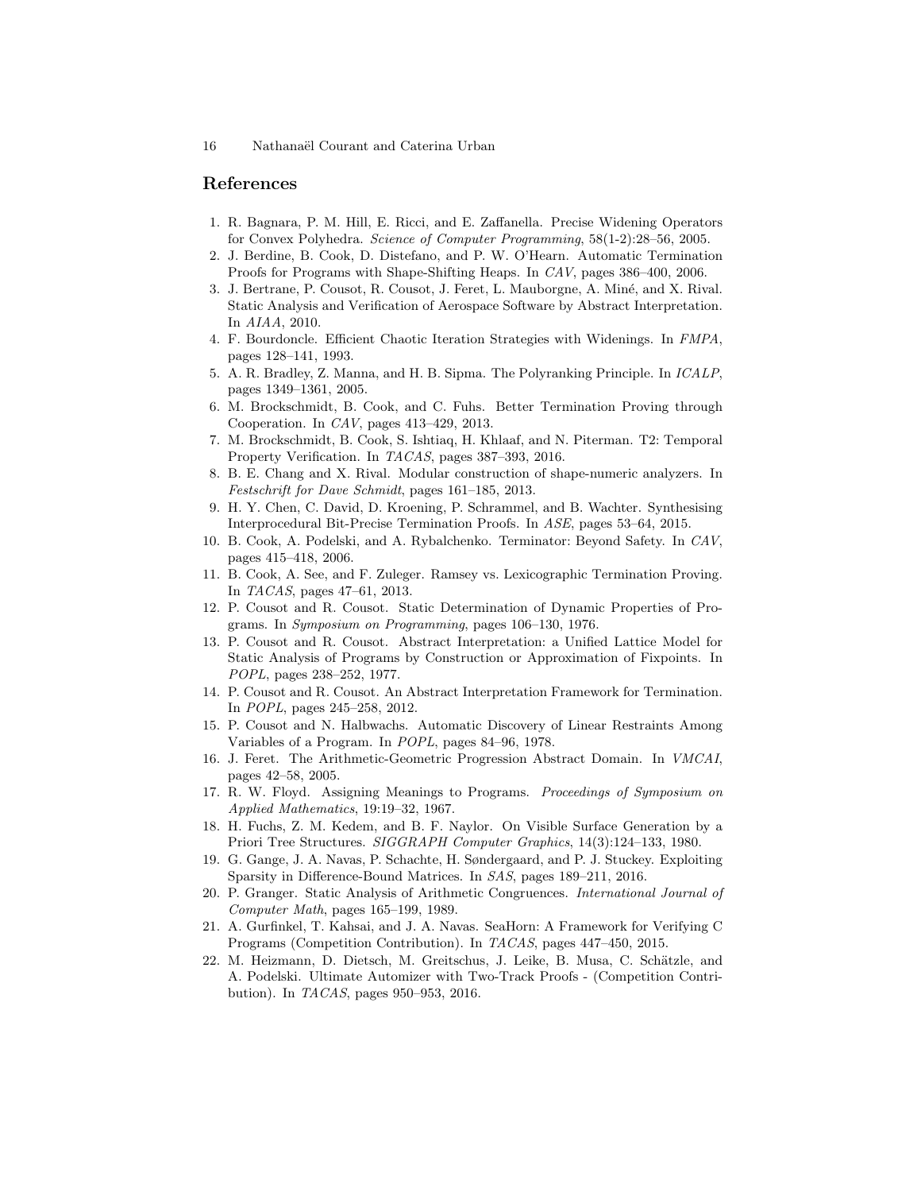## References

1. R. Bagnara, P. M. Hill, E. Ricci, and E. Zaffanella. Precise Widening Operators for Convex Polyhedra. *Science of Computer Programming*, 58(1-2):28–56, 2005.
2. J. Berdine, B. Cook, D. Distefano, and P. W. O'Hearn. Automatic Termination Proofs for Programs with Shape-Shifting Heaps. In *CAV*, pages 386–400, 2006.
3. J. Bertrane, P. Cousot, R. Cousot, J. Feret, L. Mauborgne, A. Miné, and X. Rival. Static Analysis and Verification of Aerospace Software by Abstract Interpretation. In *AIAA*, 2010.
4. F. Bourdoncle. Efficient Chaotic Iteration Strategies with Widenings. In *FMPA*, pages 128–141, 1993.
5. A. R. Bradley, Z. Manna, and H. B. Sipma. The Polyranking Principle. In *ICALP*, pages 1349–1361, 2005.
6. M. Brockschmidt, B. Cook, and C. Fuhs. Better Termination Proving through Cooperation. In *CAV*, pages 413–429, 2013.
7. M. Brockschmidt, B. Cook, S. Ishtiaq, H. Khlaaf, and N. Piterman. T2: Temporal Property Verification. In *TACAS*, pages 387–393, 2016.
8. B. E. Chang and X. Rival. Modular construction of shape-numeric analyzers. In *Festschrift for Dave Schmidt*, pages 161–185, 2013.
9. H. Y. Chen, C. David, D. Kroening, P. Schrammel, and B. Wachter. Synthesising Interprocedural Bit-Precise Termination Proofs. In *ASE*, pages 53–64, 2015.
10. B. Cook, A. Podelski, and A. Rybalchenko. Terminator: Beyond Safety. In *CAV*, pages 415–418, 2006.
11. B. Cook, A. See, and F. Zuleger. Ramsey vs. Lexicographic Termination Proving. In *TACAS*, pages 47–61, 2013.
12. P. Cousot and R. Cousot. Static Determination of Dynamic Properties of Programs. In *Symposium on Programming*, pages 106–130, 1976.
13. P. Cousot and R. Cousot. Abstract Interpretation: a Unified Lattice Model for Static Analysis of Programs by Construction or Approximation of Fixpoints. In *POPL*, pages 238–252, 1977.
14. P. Cousot and R. Cousot. An Abstract Interpretation Framework for Termination. In *POPL*, pages 245–258, 2012.
15. P. Cousot and N. Halbwachs. Automatic Discovery of Linear Restraints Among Variables of a Program. In *POPL*, pages 84–96, 1978.
16. J. Feret. The Arithmetic-Geometric Progression Abstract Domain. In *VMCAI*, pages 42–58, 2005.
17. R. W. Floyd. Assigning Meanings to Programs. *Proceedings of Symposium on Applied Mathematics*, 19:19–32, 1967.
18. H. Fuchs, Z. M. Kedem, and B. F. Naylor. On Visible Surface Generation by a Priori Tree Structures. *SIGGRAPH Computer Graphics*, 14(3):124–133, 1980.
19. G. Gange, J. A. Navas, P. Schachte, H. Søndergaard, and P. J. Stuckey. Exploiting Sparsity in Difference-Bound Matrices. In *SAS*, pages 189–211, 2016.
20. P. Granger. Static Analysis of Arithmetic Congruences. *International Journal of Computer Math*, pages 165–199, 1989.
21. A. Gurfinkel, T. Kahsai, and J. A. Navas. SeaHorn: A Framework for Verifying C Programs (Competition Contribution). In *TACAS*, pages 447–450, 2015.
22. M. Heizmann, D. Dietsch, M. Greitschus, J. Leike, B. Musa, C. Schätzle, and A. Podelski. Ultimate Automizer with Two-Track Proofs - (Competition Contribution). In *TACAS*, pages 950–953, 2016.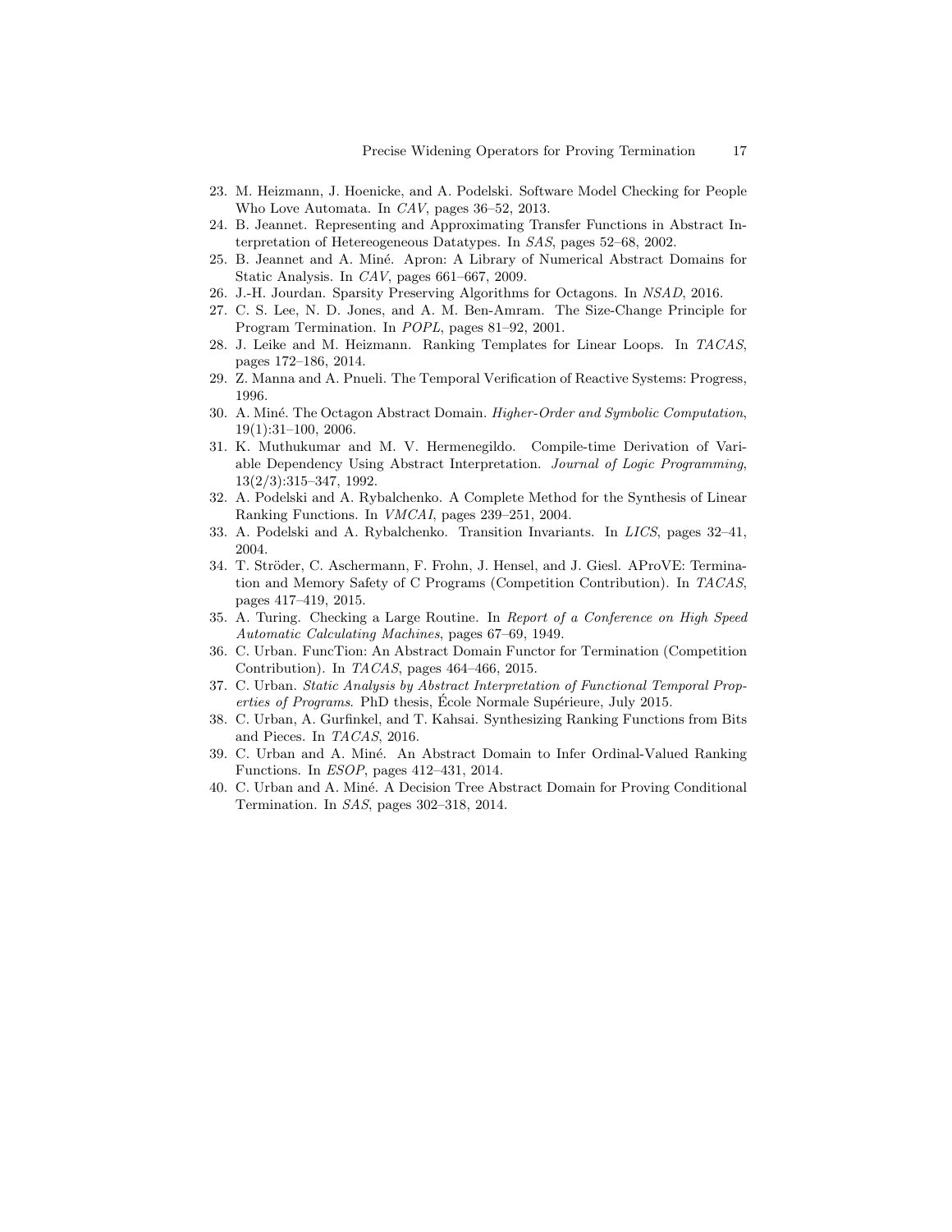23. M. Heizmann, J. Hoenicke, and A. Podelski. Software Model Checking for People Who Love Automata. In *CAV*, pages 36–52, 2013.
24. B. Jeannet. Representing and Approximating Transfer Functions in Abstract Interpretation of Hetereogeneous Datatypes. In *SAS*, pages 52–68, 2002.
25. B. Jeannet and A. Miné. Apron: A Library of Numerical Abstract Domains for Static Analysis. In *CAV*, pages 661–667, 2009.
26. J.-H. Jourdan. Sparsity Preserving Algorithms for Octagons. In *NSAD*, 2016.
27. C. S. Lee, N. D. Jones, and A. M. Ben-Amram. The Size-Change Principle for Program Termination. In *POPL*, pages 81–92, 2001.
28. J. Leike and M. Heizmann. Ranking Templates for Linear Loops. In *TACAS*, pages 172–186, 2014.
29. Z. Manna and A. Pnueli. The Temporal Verification of Reactive Systems: Progress, 1996.
30. A. Miné. The Octagon Abstract Domain. *Higher-Order and Symbolic Computation*, 19(1):31–100, 2006.
31. K. Muthukumar and M. V. Hermenegildo. Compile-time Derivation of Variable Dependency Using Abstract Interpretation. *Journal of Logic Programming*, 13(2/3):315–347, 1992.
32. A. Podelski and A. Rybalchenko. A Complete Method for the Synthesis of Linear Ranking Functions. In *VMCAI*, pages 239–251, 2004.
33. A. Podelski and A. Rybalchenko. Transition Invariants. In *LICS*, pages 32–41, 2004.
34. T. Ströder, C. Aschermann, F. Frohn, J. Hensel, and J. Giesl. AProVE: Termination and Memory Safety of C Programs (Competition Contribution). In *TACAS*, pages 417–419, 2015.
35. A. Turing. Checking a Large Routine. In *Report of a Conference on High Speed Automatic Calculating Machines*, pages 67–69, 1949.
36. C. Urban. FuncTion: An Abstract Domain Functor for Termination (Competition Contribution). In *TACAS*, pages 464–466, 2015.
37. C. Urban. *Static Analysis by Abstract Interpretation of Functional Temporal Properties of Programs*. PhD thesis, École Normale Supérieure, July 2015.
38. C. Urban, A. Gurfinkel, and T. Kahsai. Synthesizing Ranking Functions from Bits and Pieces. In *TACAS*, 2016.
39. C. Urban and A. Miné. An Abstract Domain to Infer Ordinal-Valued Ranking Functions. In *ESOP*, pages 412–431, 2014.
40. C. Urban and A. Miné. A Decision Tree Abstract Domain for Proving Conditional Termination. In *SAS*, pages 302–318, 2014.